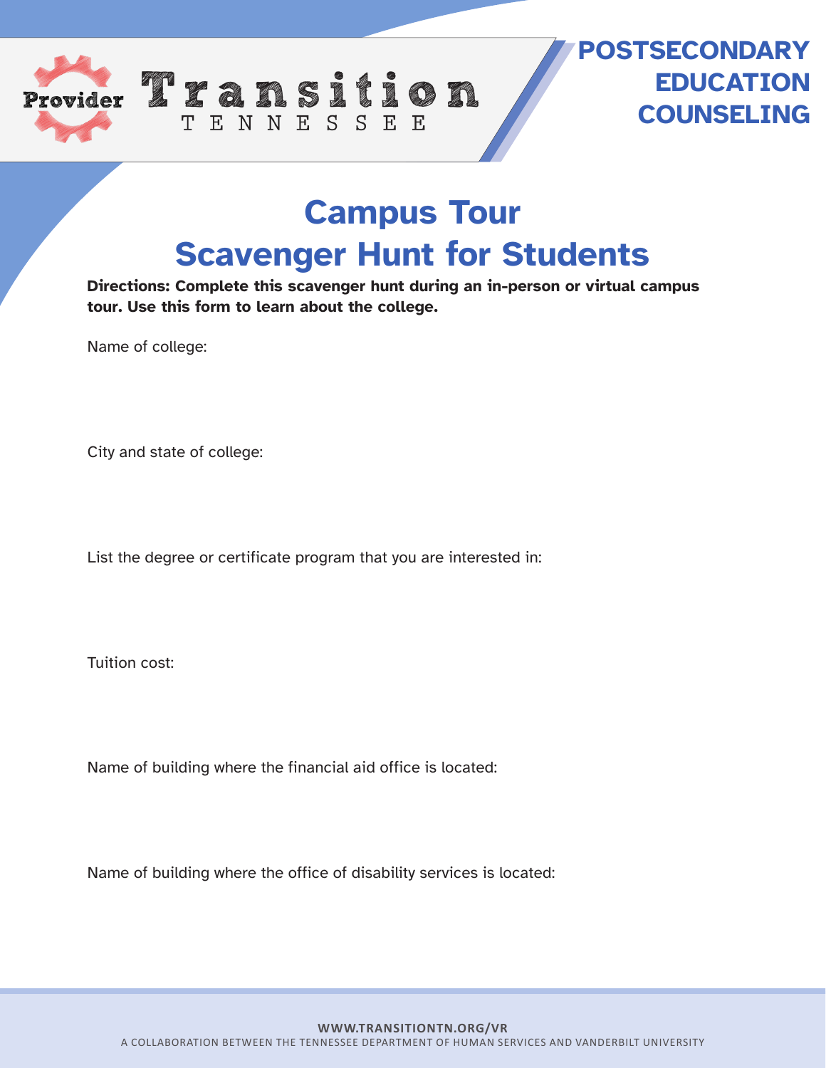Provider Transition TENNESSEE

**POSTSECONDARY EDUCATION COUNSELING**

# Campus Tour Scavenger Hunt for Students

**Directions: Complete this scavenger hunt during an in-person or virtual campus tour. Use this form to learn about the college.**

Name of college:

City and state of college:

List the degree or certificate program that you are interested in:

Tuition cost:

Name of building where the financial aid office is located:

Name of building where the office of disability services is located:

**WWW.TRANSITIONTN.ORG/VR**

A COLLABORATION BETWEEN THE TENNESSEE DEPARTMENT OF HUMAN SERVICES AND VANDERBILT UNIVERSITY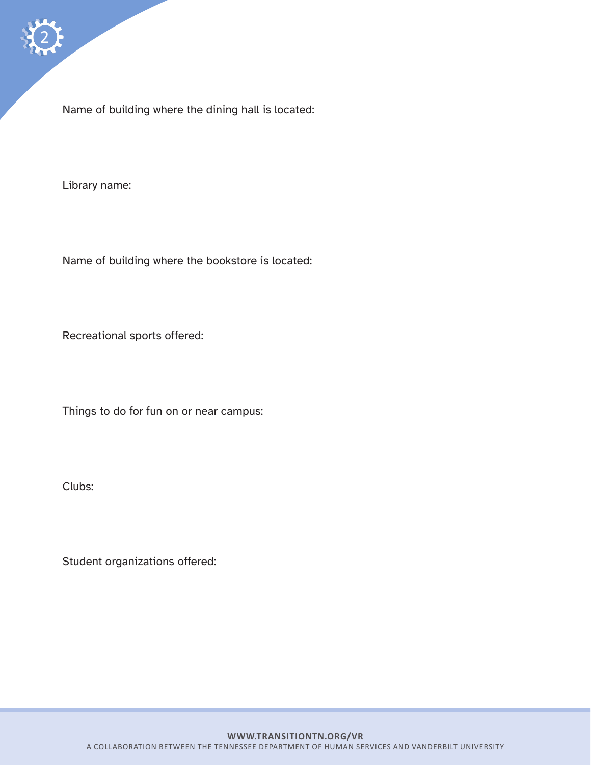Name of building where the dining hall is located:

Library name:

Name of building where the bookstore is located:

Recreational sports offered:

Things to do for fun on or near campus:

Clubs:

Student organizations offered: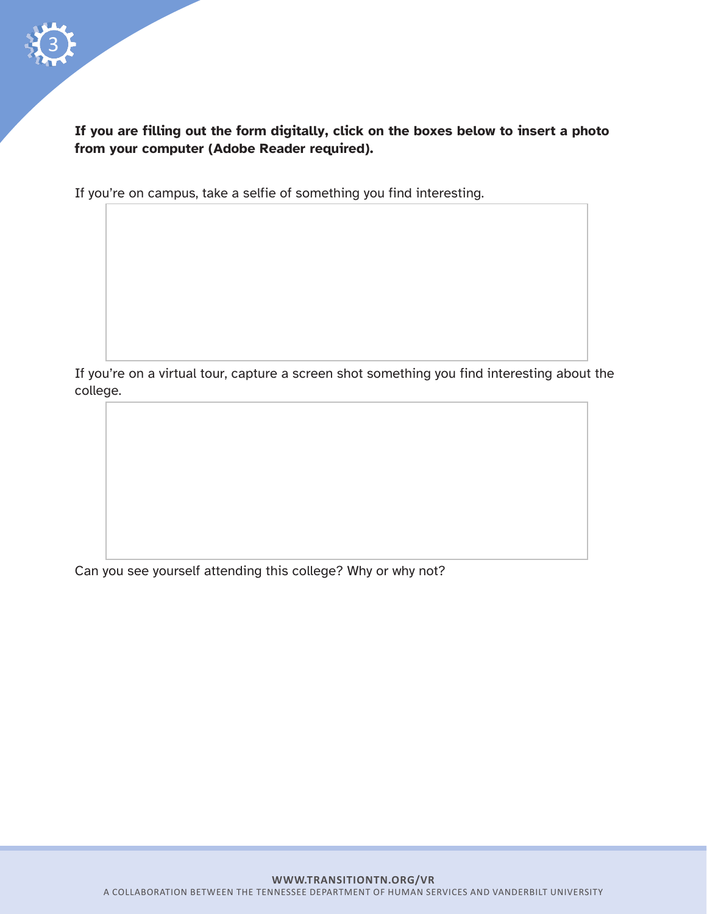**If you are filling out the form digitally, click on the boxes below to insert a photo from your computer (Adobe Reader required).**

If you're on campus, take a selfie of something you find interesting.

If you're on a virtual tour, capture a screen shot something you find interesting about the college.

Can you see yourself attending this college? Why or why not?

**WWW.TRANSITIONTN.ORG/VR**

A COLLABORATION BETWEEN THE TENNESSEE DEPARTMENT OF HUMAN SERVICES AND VANDERBILT UNIVERSITY